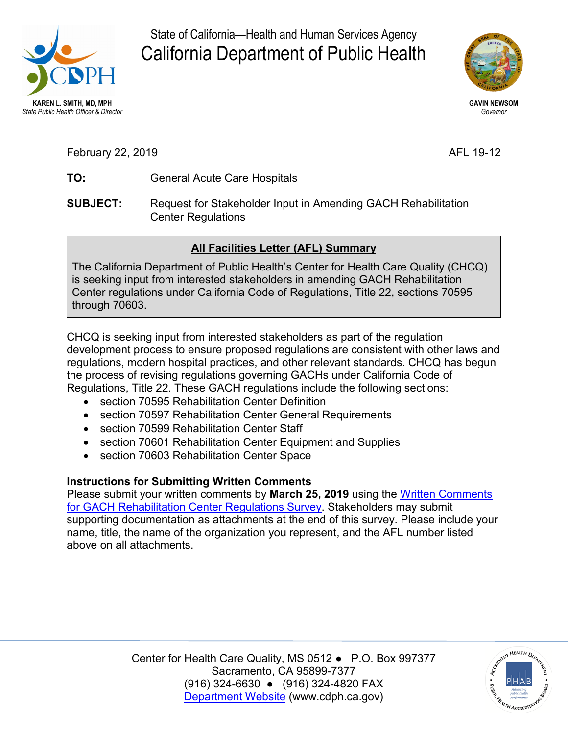State of California—Health and Human Services Agency

# California Department of Public Health

**KAREN L. SMITH, MD, MPH**
*State Public Health Officer & Director*

**GAVIN NEWSOM**
*Governor*

February 22, 2019

AFL 19-12

**TO:** General Acute Care Hospitals

**SUBJECT:** Request for Stakeholder Input in Amending GACH Rehabilitation Center Regulations

## All Facilities Letter (AFL) Summary

The California Department of Public Health's Center for Health Care Quality (CHCQ) is seeking input from interested stakeholders in amending GACH Rehabilitation Center regulations under California Code of Regulations, Title 22, sections 70595 through 70603.

CHCQ is seeking input from interested stakeholders as part of the regulation development process to ensure proposed regulations are consistent with other laws and regulations, modern hospital practices, and other relevant standards. CHCQ has begun the process of revising regulations governing GACHs under California Code of Regulations, Title 22. These GACH regulations include the following sections:

- section 70595 Rehabilitation Center Definition
- section 70597 Rehabilitation Center General Requirements
- section 70599 Rehabilitation Center Staff
- section 70601 Rehabilitation Center Equipment and Supplies
- section 70603 Rehabilitation Center Space

**Instructions for Submitting Written Comments**

Please submit your written comments by **March 25, 2019** using the Written Comments for GACH Rehabilitation Center Regulations Survey. Stakeholders may submit supporting documentation as attachments at the end of this survey. Please include your name, title, the name of the organization you represent, and the AFL number listed above on all attachments.

Center for Health Care Quality, MS 0512 ● P.O. Box 997377
Sacramento, CA 95899-7377
(916) 324-6630 ● (916) 324-4820 FAX
Department Website (www.cdph.ca.gov)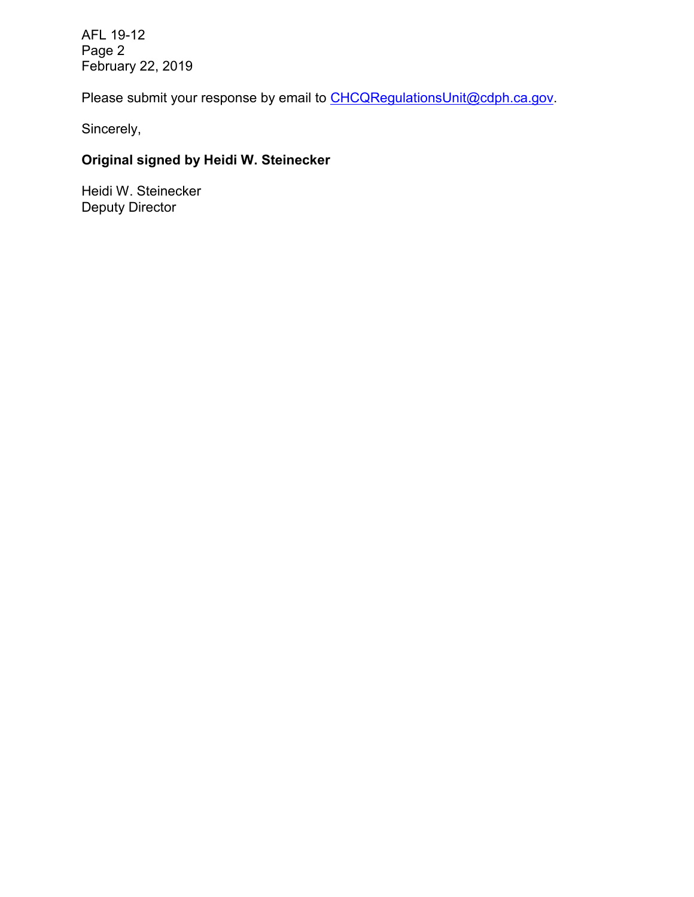Please submit your response by email to CHCQRegulationsUnit@cdph.ca.gov.

Sincerely,

**Original signed by Heidi W. Steinecker**

Heidi W. Steinecker
Deputy Director